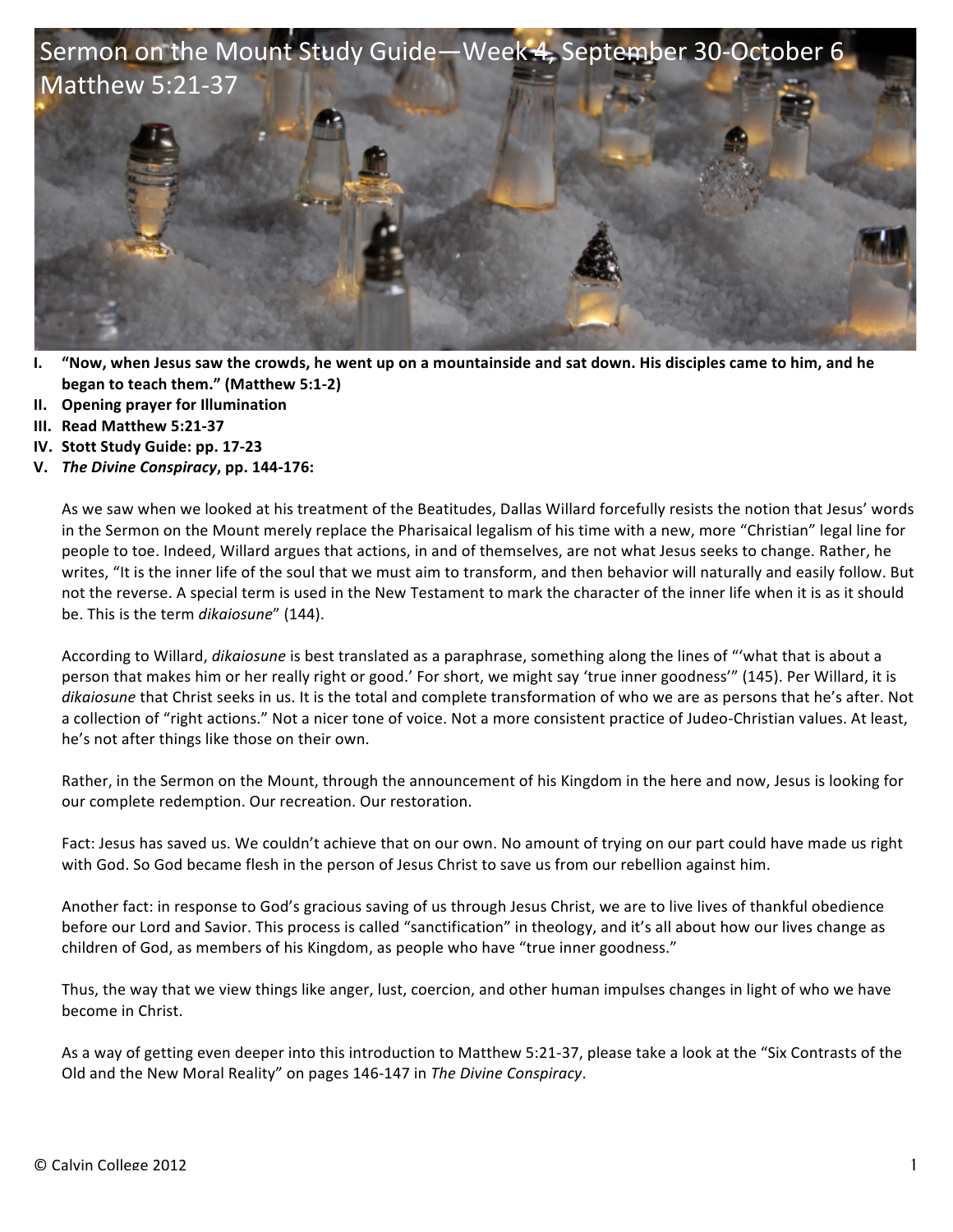# Sermon on the Mount Study Guide—Week 4, September 30-October 6
## Matthew 5:21-37

I. **"Now, when Jesus saw the crowds, he went up on a mountainside and sat down. His disciples came to him, and he began to teach them." (Matthew 5:1-2)**
II. **Opening prayer for Illumination**
III. **Read Matthew 5:21-37**
IV. **Stott Study Guide: pp. 17-23**
V. ***The Divine Conspiracy*, pp. 144-176:**

As we saw when we looked at his treatment of the Beatitudes, Dallas Willard forcefully resists the notion that Jesus' words in the Sermon on the Mount merely replace the Pharisaical legalism of his time with a new, more "Christian" legal line for people to toe. Indeed, Willard argues that actions, in and of themselves, are not what Jesus seeks to change. Rather, he writes, "It is the inner life of the soul that we must aim to transform, and then behavior will naturally and easily follow. But not the reverse. A special term is used in the New Testament to mark the character of the inner life when it is as it should be. This is the term *dikaiosune*" (144).

According to Willard, *dikaiosune* is best translated as a paraphrase, something along the lines of "'what that is about a person that makes him or her really right or good.' For short, we might say 'true inner goodness'" (145). Per Willard, it is *dikaiosune* that Christ seeks in us. It is the total and complete transformation of who we are as persons that he's after. Not a collection of "right actions." Not a nicer tone of voice. Not a more consistent practice of Judeo-Christian values. At least, he's not after things like those on their own.

Rather, in the Sermon on the Mount, through the announcement of his Kingdom in the here and now, Jesus is looking for our complete redemption. Our recreation. Our restoration.

Fact: Jesus has saved us. We couldn't achieve that on our own. No amount of trying on our part could have made us right with God. So God became flesh in the person of Jesus Christ to save us from our rebellion against him.

Another fact: in response to God's gracious saving of us through Jesus Christ, we are to live lives of thankful obedience before our Lord and Savior. This process is called "sanctification" in theology, and it's all about how our lives change as children of God, as members of his Kingdom, as people who have "true inner goodness."

Thus, the way that we view things like anger, lust, coercion, and other human impulses changes in light of who we have become in Christ.

As a way of getting even deeper into this introduction to Matthew 5:21-37, please take a look at the "Six Contrasts of the Old and the New Moral Reality" on pages 146-147 in *The Divine Conspiracy*.

© Calvin College 2012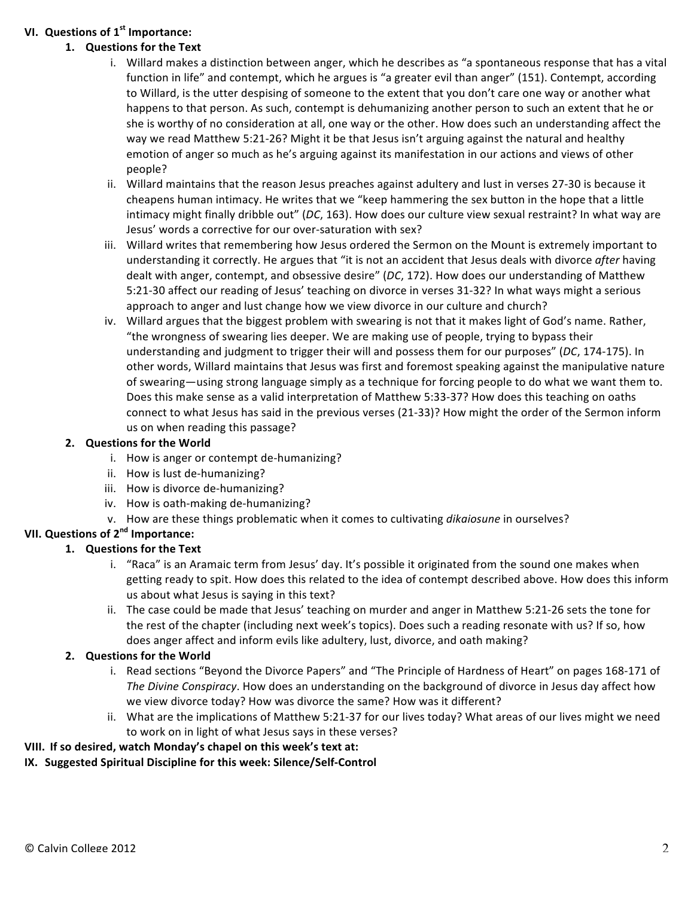## VI. Questions of 1st Importance:

### 1. Questions for the Text

i. Willard makes a distinction between anger, which he describes as "a spontaneous response that has a vital function in life" and contempt, which he argues is "a greater evil than anger" (151). Contempt, according to Willard, is the utter despising of someone to the extent that you don't care one way or another what happens to that person. As such, contempt is dehumanizing another person to such an extent that he or she is worthy of no consideration at all, one way or the other. How does such an understanding affect the way we read Matthew 5:21-26? Might it be that Jesus isn't arguing against the natural and healthy emotion of anger so much as he's arguing against its manifestation in our actions and views of other people?

ii. Willard maintains that the reason Jesus preaches against adultery and lust in verses 27-30 is because it cheapens human intimacy. He writes that we "keep hammering the sex button in the hope that a little intimacy might finally dribble out" (*DC*, 163). How does our culture view sexual restraint? In what way are Jesus' words a corrective for our over-saturation with sex?

iii. Willard writes that remembering how Jesus ordered the Sermon on the Mount is extremely important to understanding it correctly. He argues that "it is not an accident that Jesus deals with divorce *after* having dealt with anger, contempt, and obsessive desire" (*DC*, 172). How does our understanding of Matthew 5:21-30 affect our reading of Jesus' teaching on divorce in verses 31-32? In what ways might a serious approach to anger and lust change how we view divorce in our culture and church?

iv. Willard argues that the biggest problem with swearing is not that it makes light of God's name. Rather, "the wrongness of swearing lies deeper. We are making use of people, trying to bypass their understanding and judgment to trigger their will and possess them for our purposes" (*DC*, 174-175). In other words, Willard maintains that Jesus was first and foremost speaking against the manipulative nature of swearing—using strong language simply as a technique for forcing people to do what we want them to. Does this make sense as a valid interpretation of Matthew 5:33-37? How does this teaching on oaths connect to what Jesus has said in the previous verses (21-33)? How might the order of the Sermon inform us on when reading this passage?

### 2. Questions for the World

i. How is anger or contempt de-humanizing?

ii. How is lust de-humanizing?

iii. How is divorce de-humanizing?

iv. How is oath-making de-humanizing?

v. How are these things problematic when it comes to cultivating *dikaiosune* in ourselves?

## VII. Questions of 2nd Importance:

### 1. Questions for the Text

i. "Raca" is an Aramaic term from Jesus' day. It's possible it originated from the sound one makes when getting ready to spit. How does this related to the idea of contempt described above. How does this inform us about what Jesus is saying in this text?

ii. The case could be made that Jesus' teaching on murder and anger in Matthew 5:21-26 sets the tone for the rest of the chapter (including next week's topics). Does such a reading resonate with us? If so, how does anger affect and inform evils like adultery, lust, divorce, and oath making?

### 2. Questions for the World

i. Read sections "Beyond the Divorce Papers" and "The Principle of Hardness of Heart" on pages 168-171 of *The Divine Conspiracy*. How does an understanding on the background of divorce in Jesus day affect how we view divorce today? How was divorce the same? How was it different?

ii. What are the implications of Matthew 5:21-37 for our lives today? What areas of our lives might we need to work on in light of what Jesus says in these verses?

## VIII. If so desired, watch Monday's chapel on this week's text at:

## IX. Suggested Spiritual Discipline for this week: Silence/Self-Control

© Calvin College 2012